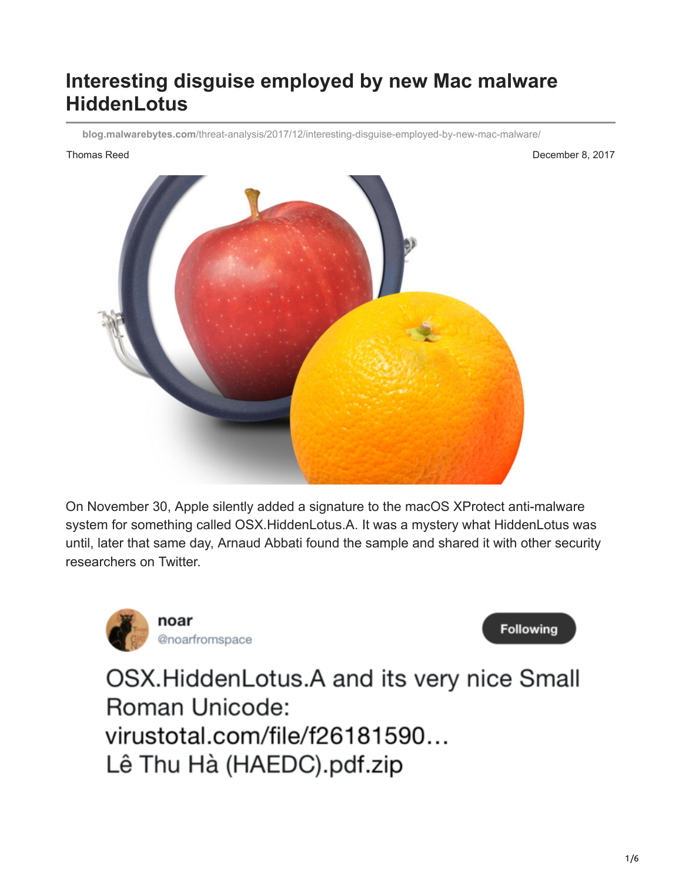# Interesting disguise employed by new Mac malware HiddenLotus

blog.malwarebytes.com/threat-analysis/2017/12/interesting-disguise-employed-by-new-mac-malware/

Thomas Reed December 8, 2017

On November 30, Apple silently added a signature to the macOS XProtect anti-malware system for something called OSX.HiddenLotus.A. It was a mystery what HiddenLotus was until, later that same day, Arnaud Abbati found the sample and shared it with other security researchers on Twitter.

**noar**
@noarfromspace

Following

OSX.HiddenLotus.A and its very nice Small Roman Unicode:
virustotal.com/file/f26181590…
Lê Thu Hà (HAEDC).pdf.zip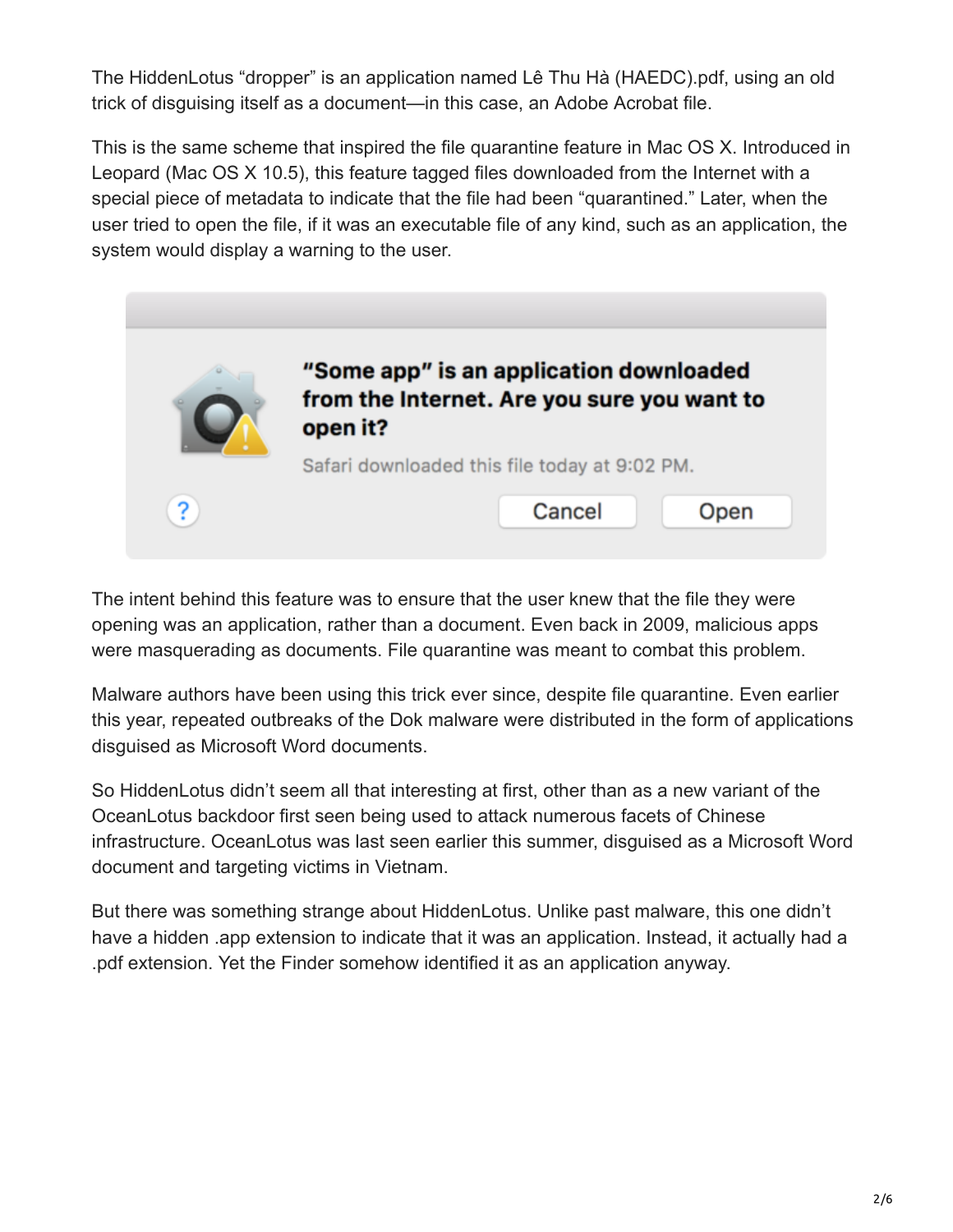The HiddenLotus "dropper" is an application named Lê Thu Hà (HAEDC).pdf, using an old trick of disguising itself as a document—in this case, an Adobe Acrobat file.

This is the same scheme that inspired the file quarantine feature in Mac OS X. Introduced in Leopard (Mac OS X 10.5), this feature tagged files downloaded from the Internet with a special piece of metadata to indicate that the file had been "quarantined." Later, when the user tried to open the file, if it was an executable file of any kind, such as an application, the system would display a warning to the user.

**"Some app" is an application downloaded from the Internet. Are you sure you want to open it?**

Safari downloaded this file today at 9:02 PM.

Cancel Open

The intent behind this feature was to ensure that the user knew that the file they were opening was an application, rather than a document. Even back in 2009, malicious apps were masquerading as documents. File quarantine was meant to combat this problem.

Malware authors have been using this trick ever since, despite file quarantine. Even earlier this year, repeated outbreaks of the Dok malware were distributed in the form of applications disguised as Microsoft Word documents.

So HiddenLotus didn't seem all that interesting at first, other than as a new variant of the OceanLotus backdoor first seen being used to attack numerous facets of Chinese infrastructure. OceanLotus was last seen earlier this summer, disguised as a Microsoft Word document and targeting victims in Vietnam.

But there was something strange about HiddenLotus. Unlike past malware, this one didn't have a hidden .app extension to indicate that it was an application. Instead, it actually had a .pdf extension. Yet the Finder somehow identified it as an application anyway.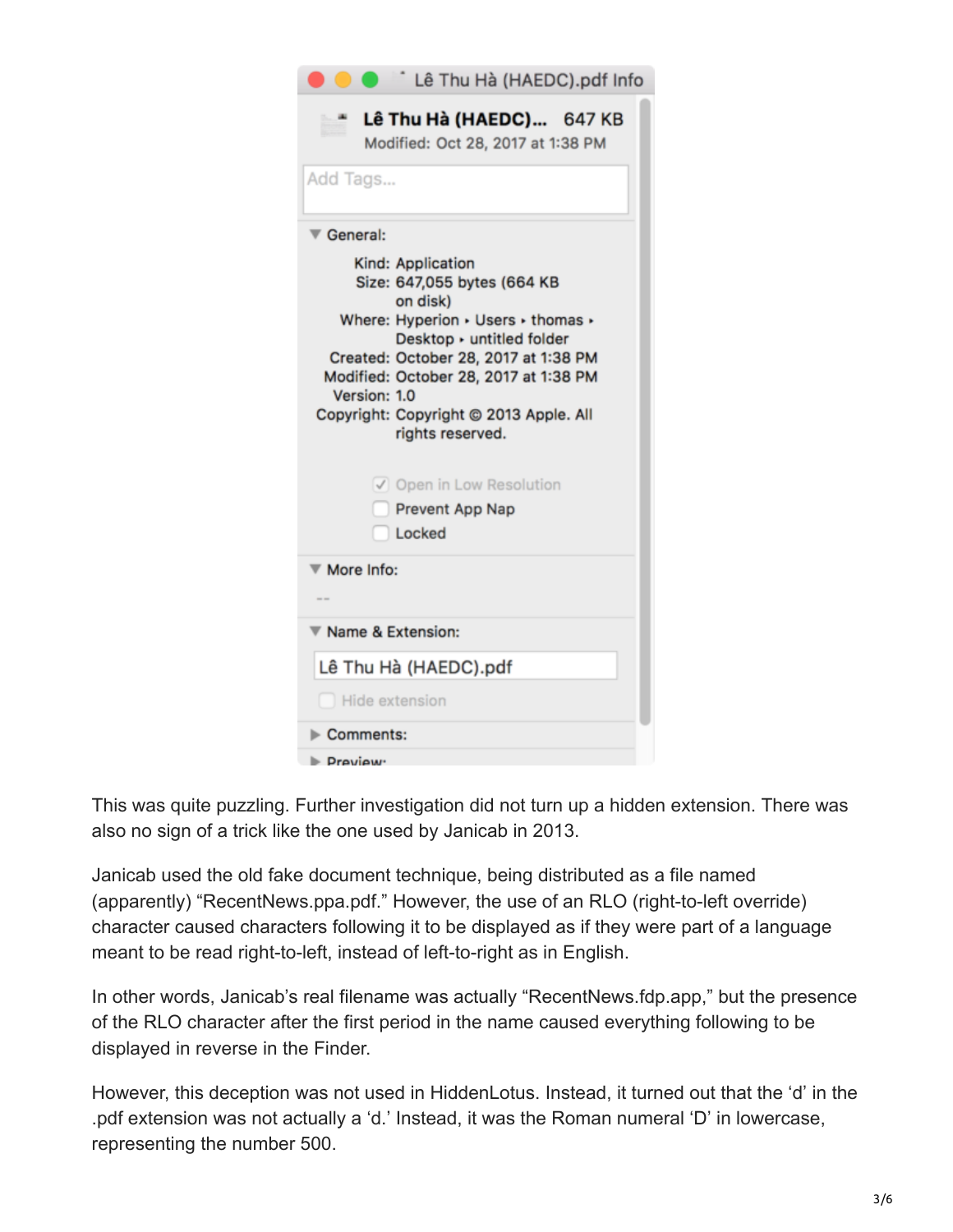This was quite puzzling. Further investigation did not turn up a hidden extension. There was also no sign of a trick like the one used by Janicab in 2013.

Janicab used the old fake document technique, being distributed as a file named (apparently) “RecentNews.ppa.pdf.” However, the use of an RLO (right-to-left override) character caused characters following it to be displayed as if they were part of a language meant to be read right-to-left, instead of left-to-right as in English.

In other words, Janicab’s real filename was actually “RecentNews.fdp.app,” but the presence of the RLO character after the first period in the name caused everything following to be displayed in reverse in the Finder.

However, this deception was not used in HiddenLotus. Instead, it turned out that the ‘d’ in the .pdf extension was not actually a ‘d.’ Instead, it was the Roman numeral ‘D’ in lowercase, representing the number 500.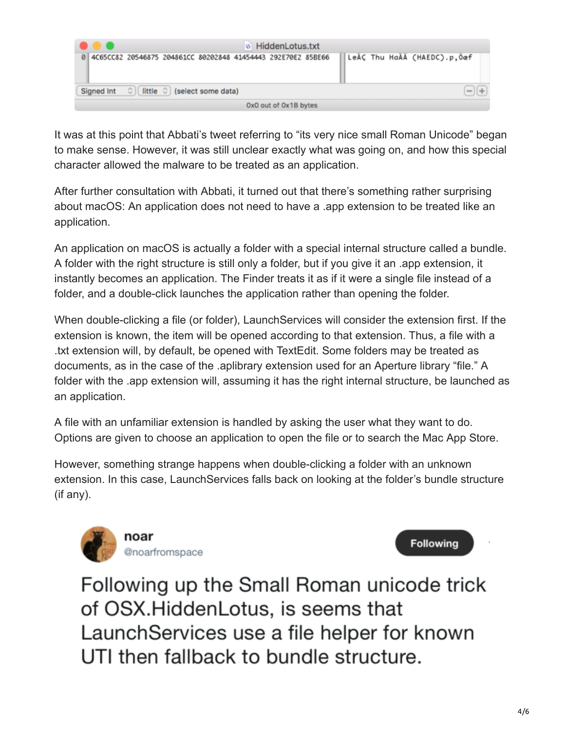```
HiddenLotus.txt
0  4C65CC82 20546875 204861CC 80202848 41454443 292E70E2 85BE66    LeÀÇ Thu HaÄÄ (HAEDC).p,Öæf
Signed Int   little   (select some data)
0x0 out of 0x1B bytes
```

It was at this point that Abbati's tweet referring to "its very nice small Roman Unicode" began to make sense. However, it was still unclear exactly what was going on, and how this special character allowed the malware to be treated as an application.

After further consultation with Abbati, it turned out that there's something rather surprising about macOS: An application does not need to have a .app extension to be treated like an application.

An application on macOS is actually a folder with a special internal structure called a bundle. A folder with the right structure is still only a folder, but if you give it an .app extension, it instantly becomes an application. The Finder treats it as if it were a single file instead of a folder, and a double-click launches the application rather than opening the folder.

When double-clicking a file (or folder), LaunchServices will consider the extension first. If the extension is known, the item will be opened according to that extension. Thus, a file with a .txt extension will, by default, be opened with TextEdit. Some folders may be treated as documents, as in the case of the .aplibrary extension used for an Aperture library "file." A folder with the .app extension will, assuming it has the right internal structure, be launched as an application.

A file with an unfamiliar extension is handled by asking the user what they want to do. Options are given to choose an application to open the file or to search the Mac App Store.

However, something strange happens when double-clicking a folder with an unknown extension. In this case, LaunchServices falls back on looking at the folder's bundle structure (if any).

**noar** @noarfromspace

Following up the Small Roman unicode trick of OSX.HiddenLotus, is seems that LaunchServices use a file helper for known UTI then fallback to bundle structure.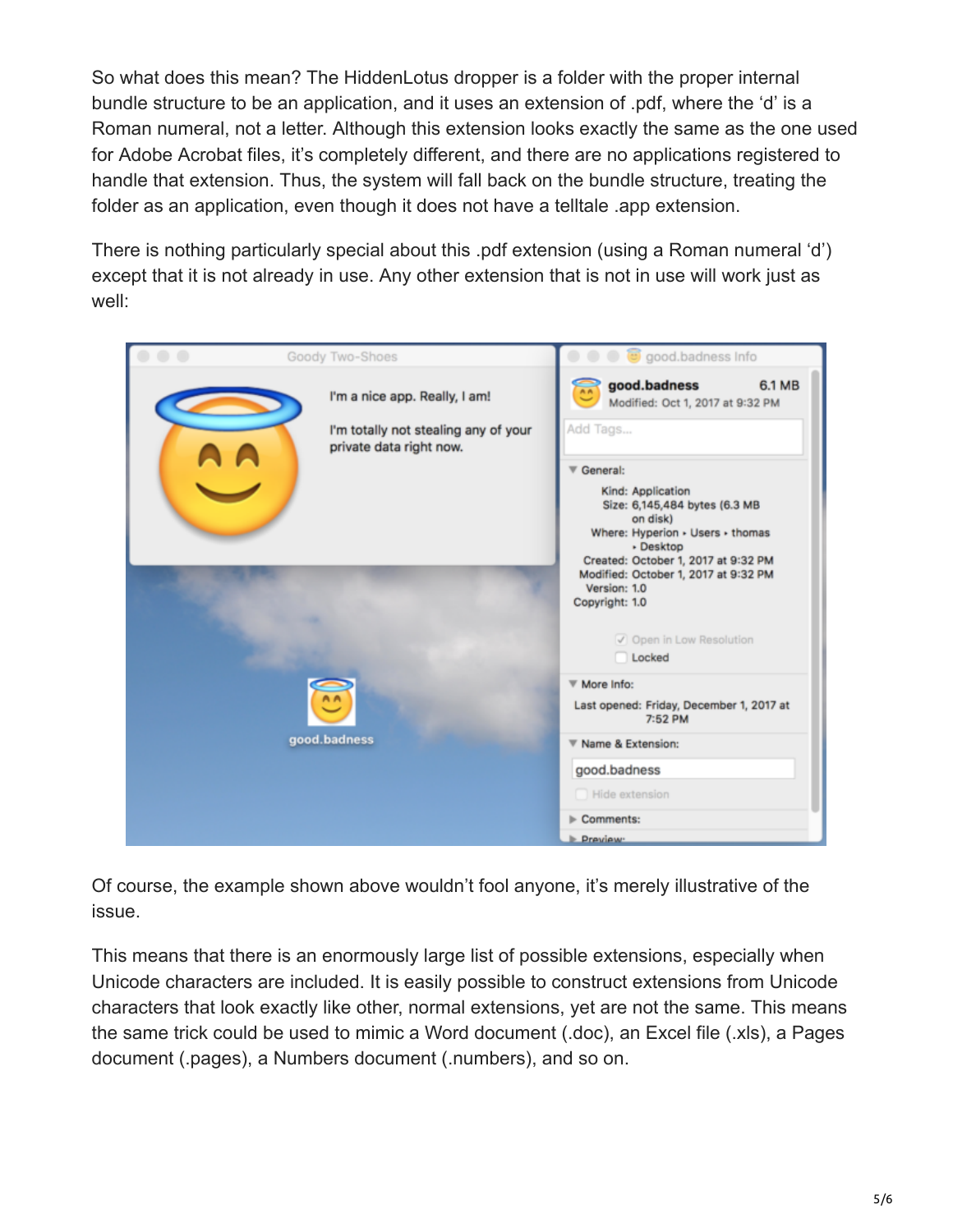So what does this mean? The HiddenLotus dropper is a folder with the proper internal bundle structure to be an application, and it uses an extension of .pdf, where the 'd' is a Roman numeral, not a letter. Although this extension looks exactly the same as the one used for Adobe Acrobat files, it's completely different, and there are no applications registered to handle that extension. Thus, the system will fall back on the bundle structure, treating the folder as an application, even though it does not have a telltale .app extension.

There is nothing particularly special about this .pdf extension (using a Roman numeral 'd') except that it is not already in use. Any other extension that is not in use will work just as well:

Of course, the example shown above wouldn't fool anyone, it's merely illustrative of the issue.

This means that there is an enormously large list of possible extensions, especially when Unicode characters are included. It is easily possible to construct extensions from Unicode characters that look exactly like other, normal extensions, yet are not the same. This means the same trick could be used to mimic a Word document (.doc), an Excel file (.xls), a Pages document (.pages), a Numbers document (.numbers), and so on.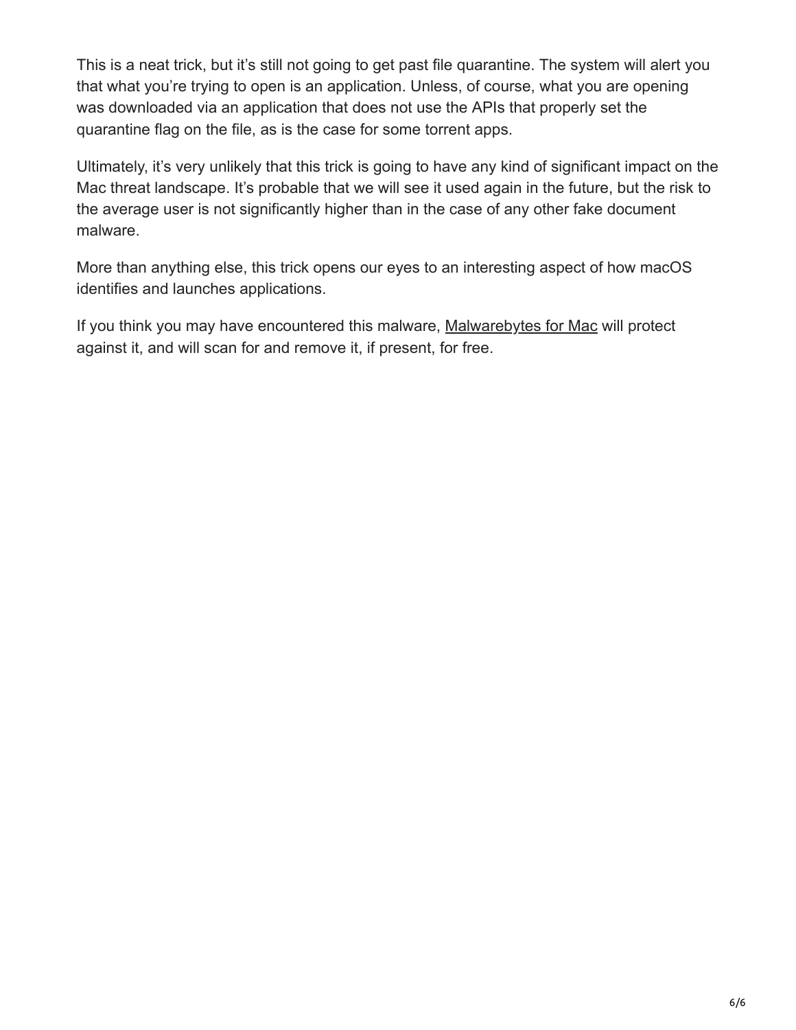This is a neat trick, but it's still not going to get past file quarantine. The system will alert you that what you're trying to open is an application. Unless, of course, what you are opening was downloaded via an application that does not use the APIs that properly set the quarantine flag on the file, as is the case for some torrent apps.

Ultimately, it's very unlikely that this trick is going to have any kind of significant impact on the Mac threat landscape. It's probable that we will see it used again in the future, but the risk to the average user is not significantly higher than in the case of any other fake document malware.

More than anything else, this trick opens our eyes to an interesting aspect of how macOS identifies and launches applications.

If you think you may have encountered this malware, Malwarebytes for Mac will protect against it, and will scan for and remove it, if present, for free.